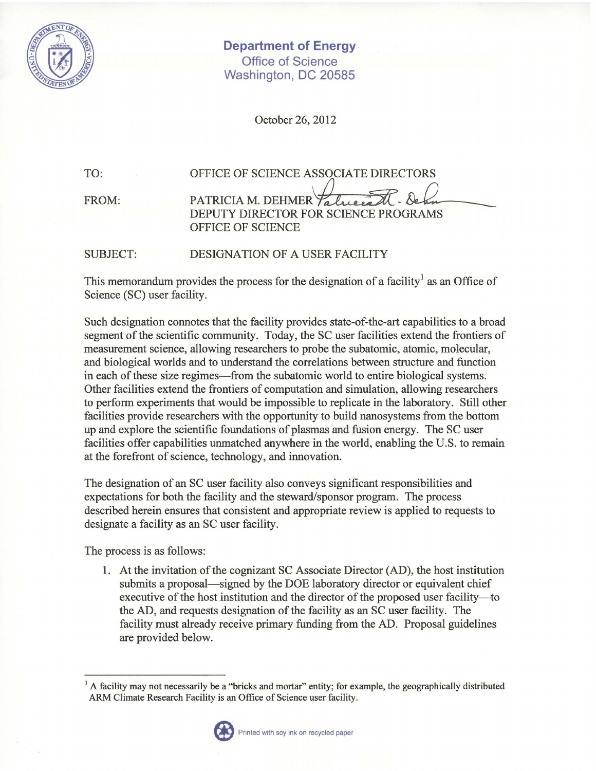**Department of Energy**
Office of Science
Washington, DC 20585

October 26, 2012

TO: OFFICE OF SCIENCE ASSOCIATE DIRECTORS

FROM: PATRICIA M. DEHMER
DEPUTY DIRECTOR FOR SCIENCE PROGRAMS
OFFICE OF SCIENCE

SUBJECT: DESIGNATION OF A USER FACILITY

This memorandum provides the process for the designation of a facility[1] as an Office of Science (SC) user facility.

Such designation connotes that the facility provides state-of-the-art capabilities to a broad segment of the scientific community. Today, the SC user facilities extend the frontiers of measurement science, allowing researchers to probe the subatomic, atomic, molecular, and biological worlds and to understand the correlations between structure and function in each of these size regimes—from the subatomic world to entire biological systems. Other facilities extend the frontiers of computation and simulation, allowing researchers to perform experiments that would be impossible to replicate in the laboratory. Still other facilities provide researchers with the opportunity to build nanosystems from the bottom up and explore the scientific foundations of plasmas and fusion energy. The SC user facilities offer capabilities unmatched anywhere in the world, enabling the U.S. to remain at the forefront of science, technology, and innovation.

The designation of an SC user facility also conveys significant responsibilities and expectations for both the facility and the steward/sponsor program. The process described herein ensures that consistent and appropriate review is applied to requests to designate a facility as an SC user facility.

The process is as follows:

1. At the invitation of the cognizant SC Associate Director (AD), the host institution submits a proposal—signed by the DOE laboratory director or equivalent chief executive of the host institution and the director of the proposed user facility—to the AD, and requests designation of the facility as an SC user facility. The facility must already receive primary funding from the AD. Proposal guidelines are provided below.

[1] A facility may not necessarily be a "bricks and mortar" entity; for example, the geographically distributed ARM Climate Research Facility is an Office of Science user facility.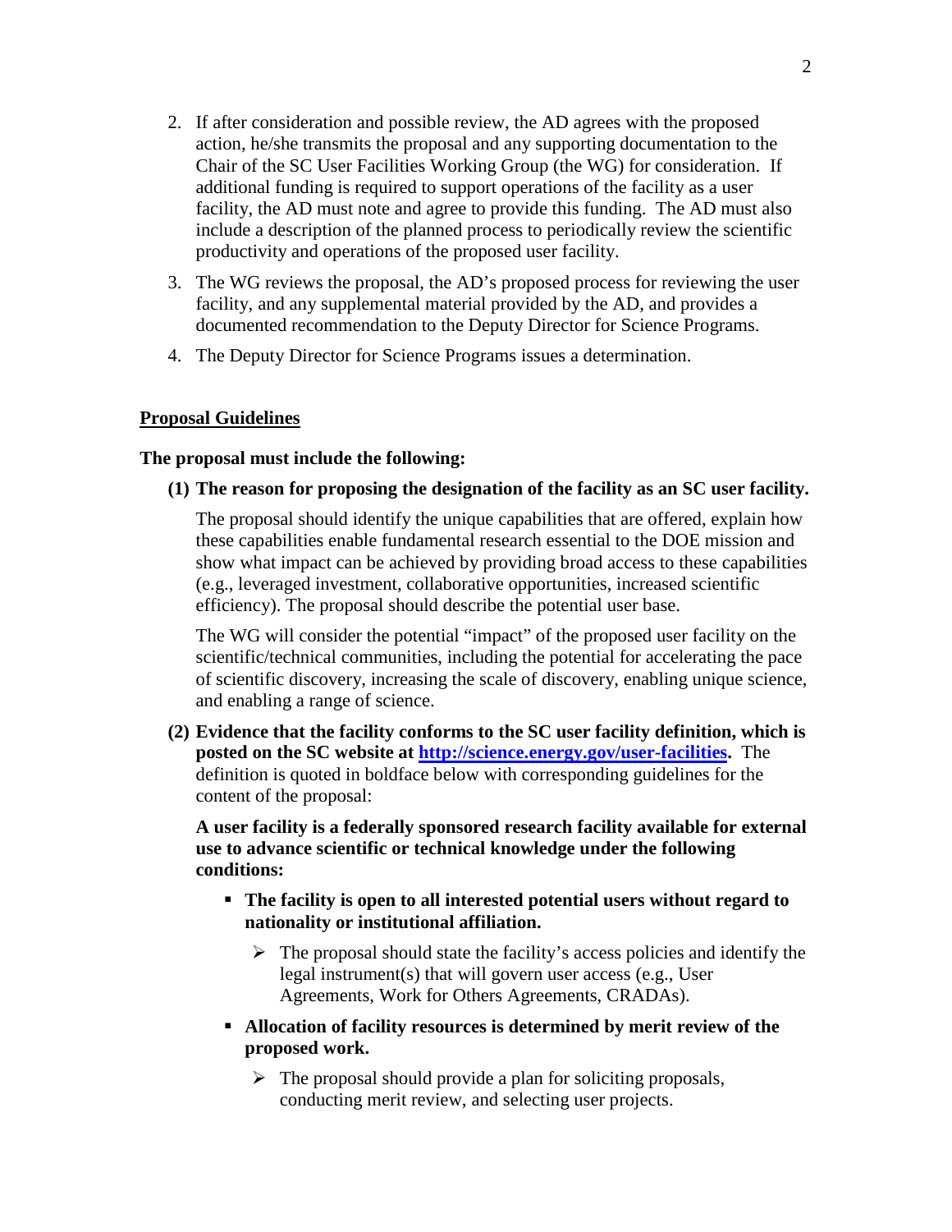2. If after consideration and possible review, the AD agrees with the proposed action, he/she transmits the proposal and any supporting documentation to the Chair of the SC User Facilities Working Group (the WG) for consideration. If additional funding is required to support operations of the facility as a user facility, the AD must note and agree to provide this funding. The AD must also include a description of the planned process to periodically review the scientific productivity and operations of the proposed user facility.
3. The WG reviews the proposal, the AD's proposed process for reviewing the user facility, and any supplemental material provided by the AD, and provides a documented recommendation to the Deputy Director for Science Programs.
4. The Deputy Director for Science Programs issues a determination.

## Proposal Guidelines

**The proposal must include the following:**

**(1) The reason for proposing the designation of the facility as an SC user facility.**

The proposal should identify the unique capabilities that are offered, explain how these capabilities enable fundamental research essential to the DOE mission and show what impact can be achieved by providing broad access to these capabilities (e.g., leveraged investment, collaborative opportunities, increased scientific efficiency). The proposal should describe the potential user base.

The WG will consider the potential "impact" of the proposed user facility on the scientific/technical communities, including the potential for accelerating the pace of scientific discovery, increasing the scale of discovery, enabling unique science, and enabling a range of science.

**(2) Evidence that the facility conforms to the SC user facility definition, which is posted on the SC website at [http://science.energy.gov/user-facilities](http://science.energy.gov/user-facilities).** The definition is quoted in boldface below with corresponding guidelines for the content of the proposal:

**A user facility is a federally sponsored research facility available for external use to advance scientific or technical knowledge under the following conditions:**

- **The facility is open to all interested potential users without regard to nationality or institutional affiliation.**
  - The proposal should state the facility's access policies and identify the legal instrument(s) that will govern user access (e.g., User Agreements, Work for Others Agreements, CRADAs).
- **Allocation of facility resources is determined by merit review of the proposed work.**
  - The proposal should provide a plan for soliciting proposals, conducting merit review, and selecting user projects.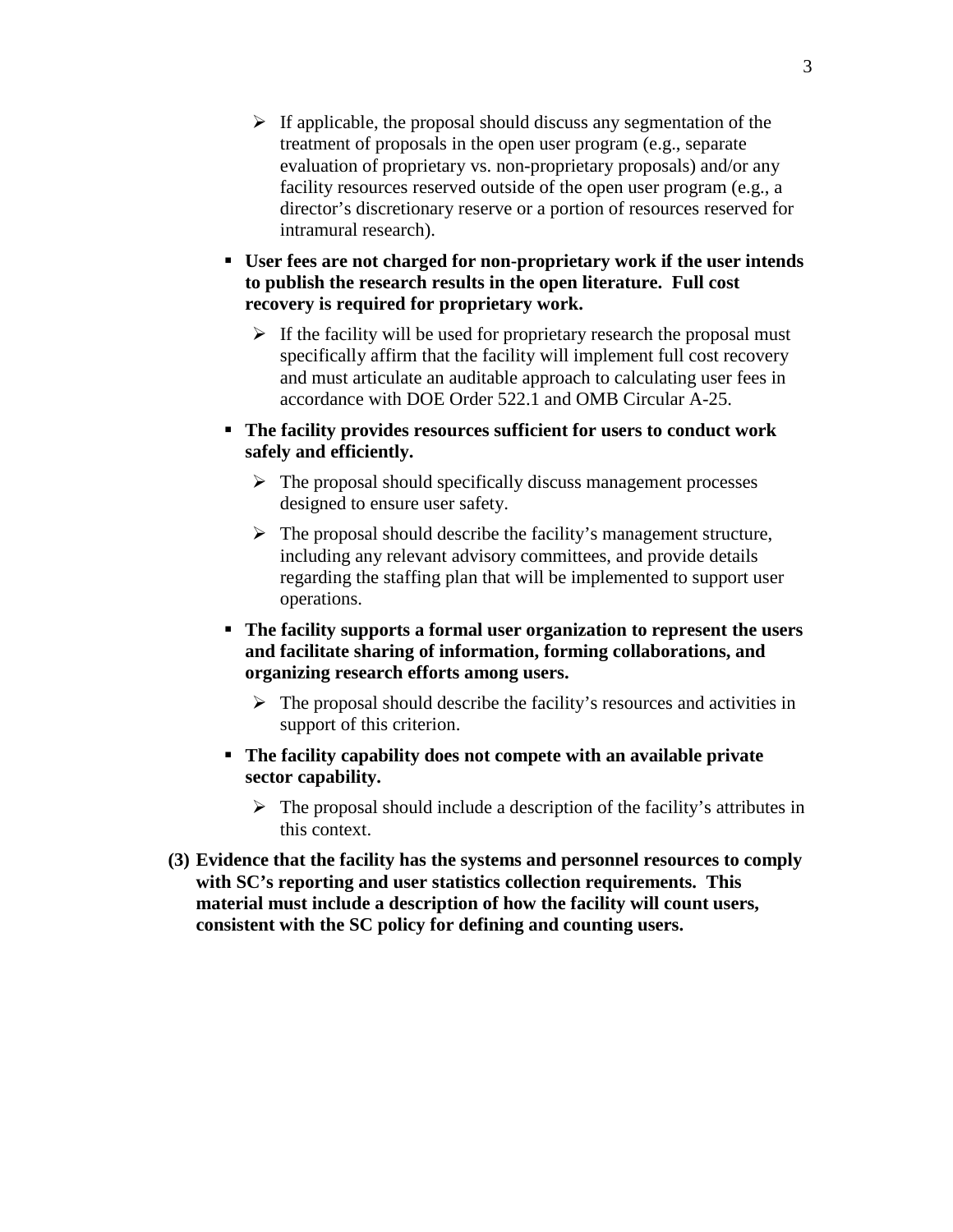- If applicable, the proposal should discuss any segmentation of the treatment of proposals in the open user program (e.g., separate evaluation of proprietary vs. non-proprietary proposals) and/or any facility resources reserved outside of the open user program (e.g., a director's discretionary reserve or a portion of resources reserved for intramural research).

- **User fees are not charged for non-proprietary work if the user intends to publish the research results in the open literature. Full cost recovery is required for proprietary work.**
  - If the facility will be used for proprietary research the proposal must specifically affirm that the facility will implement full cost recovery and must articulate an auditable approach to calculating user fees in accordance with DOE Order 522.1 and OMB Circular A-25.

- **The facility provides resources sufficient for users to conduct work safely and efficiently.**
  - The proposal should specifically discuss management processes designed to ensure user safety.
  - The proposal should describe the facility's management structure, including any relevant advisory committees, and provide details regarding the staffing plan that will be implemented to support user operations.

- **The facility supports a formal user organization to represent the users and facilitate sharing of information, forming collaborations, and organizing research efforts among users.**
  - The proposal should describe the facility's resources and activities in support of this criterion.

- **The facility capability does not compete with an available private sector capability.**
  - The proposal should include a description of the facility's attributes in this context.

**(3) Evidence that the facility has the systems and personnel resources to comply with SC's reporting and user statistics collection requirements. This material must include a description of how the facility will count users, consistent with the SC policy for defining and counting users.**